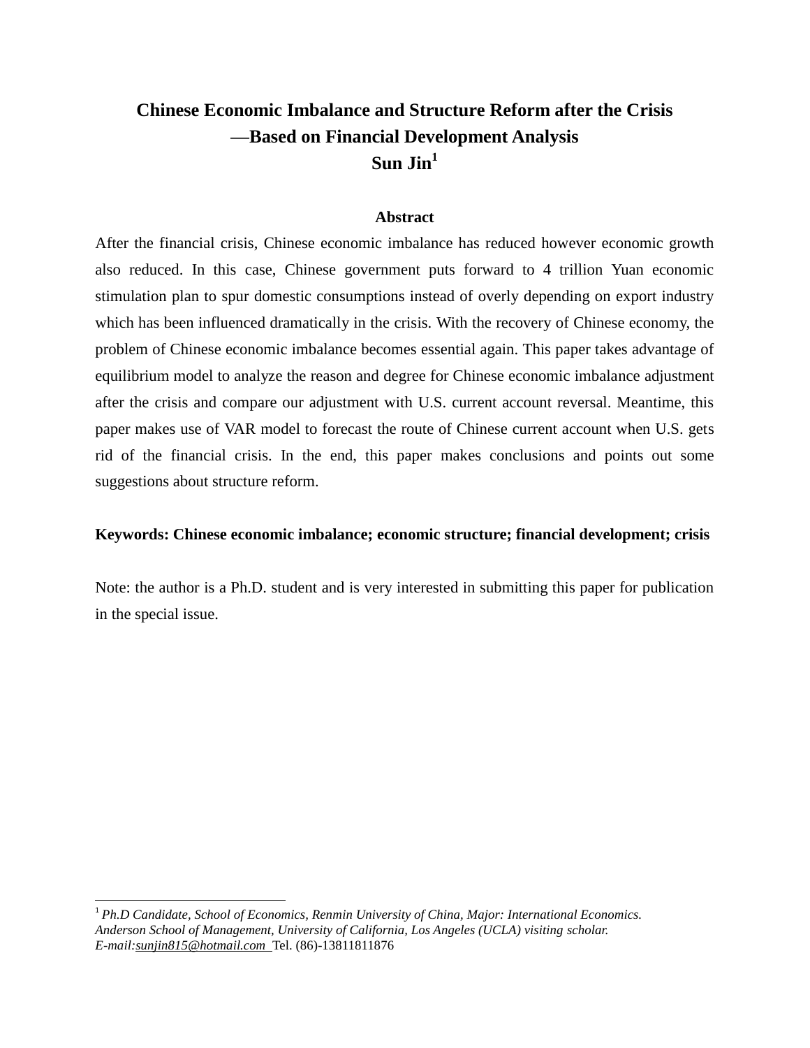# Chinese Economic Imbalance and Structure Reform after the Crisis

## —Based on Financial Development Analysis

**Sun Jin[1]**

### Abstract

After the financial crisis, Chinese economic imbalance has reduced however economic growth also reduced. In this case, Chinese government puts forward to 4 trillion Yuan economic stimulation plan to spur domestic consumptions instead of overly depending on export industry which has been influenced dramatically in the crisis. With the recovery of Chinese economy, the problem of Chinese economic imbalance becomes essential again. This paper takes advantage of equilibrium model to analyze the reason and degree for Chinese economic imbalance adjustment after the crisis and compare our adjustment with U.S. current account reversal. Meantime, this paper makes use of VAR model to forecast the route of Chinese current account when U.S. gets rid of the financial crisis. In the end, this paper makes conclusions and points out some suggestions about structure reform.

**Keywords: Chinese economic imbalance; economic structure; financial development; crisis**

Note: the author is a Ph.D. student and is very interested in submitting this paper for publication in the special issue.

---

[1] *Ph.D Candidate, School of Economics, Renmin University of China, Major: International Economics. Anderson School of Management, University of California, Los Angeles (UCLA) visiting scholar. E-mail:sunjin815@hotmail.com* Tel. (86)-13811811876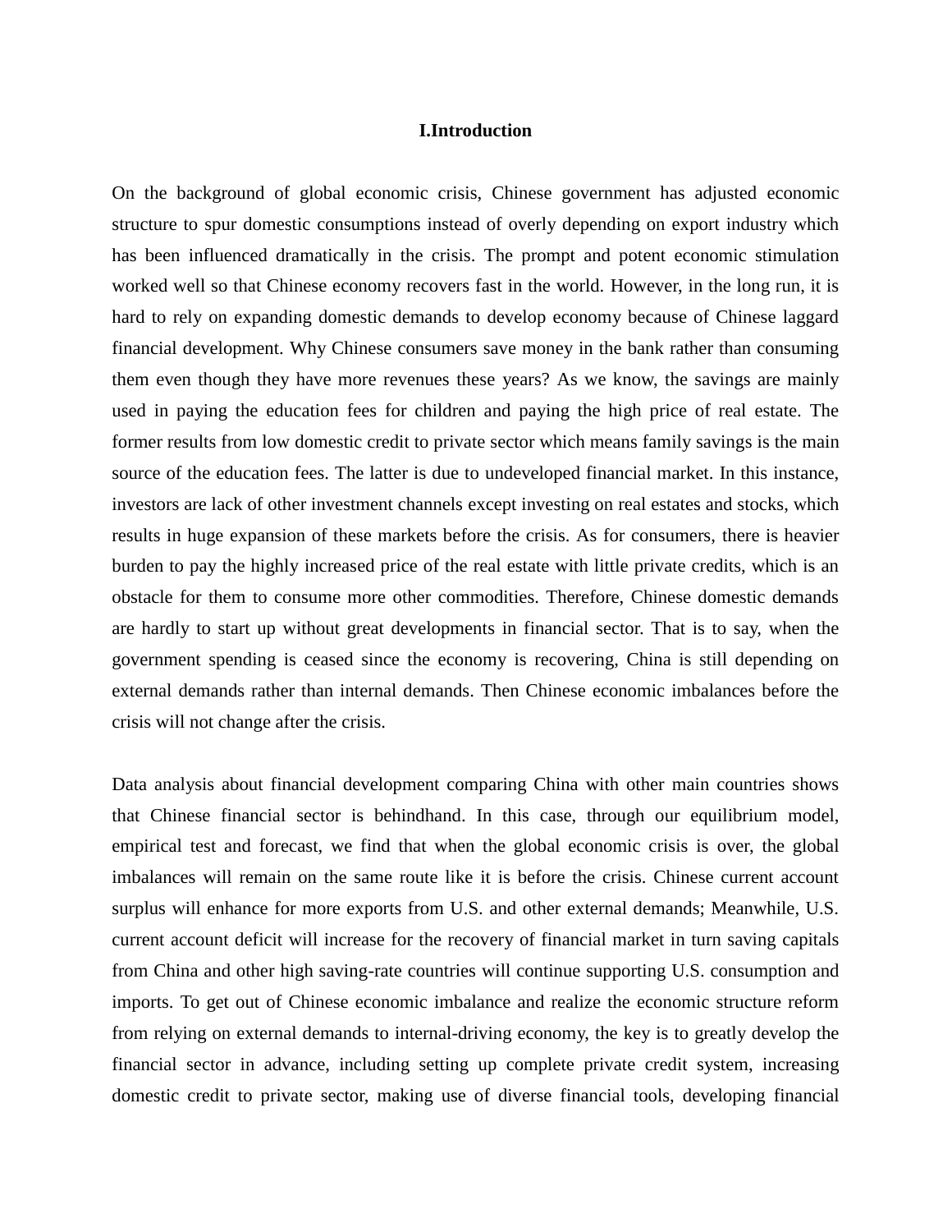# I.Introduction

On the background of global economic crisis, Chinese government has adjusted economic structure to spur domestic consumptions instead of overly depending on export industry which has been influenced dramatically in the crisis. The prompt and potent economic stimulation worked well so that Chinese economy recovers fast in the world. However, in the long run, it is hard to rely on expanding domestic demands to develop economy because of Chinese laggard financial development. Why Chinese consumers save money in the bank rather than consuming them even though they have more revenues these years? As we know, the savings are mainly used in paying the education fees for children and paying the high price of real estate. The former results from low domestic credit to private sector which means family savings is the main source of the education fees. The latter is due to undeveloped financial market. In this instance, investors are lack of other investment channels except investing on real estates and stocks, which results in huge expansion of these markets before the crisis. As for consumers, there is heavier burden to pay the highly increased price of the real estate with little private credits, which is an obstacle for them to consume more other commodities. Therefore, Chinese domestic demands are hardly to start up without great developments in financial sector. That is to say, when the government spending is ceased since the economy is recovering, China is still depending on external demands rather than internal demands. Then Chinese economic imbalances before the crisis will not change after the crisis.

Data analysis about financial development comparing China with other main countries shows that Chinese financial sector is behindhand. In this case, through our equilibrium model, empirical test and forecast, we find that when the global economic crisis is over, the global imbalances will remain on the same route like it is before the crisis. Chinese current account surplus will enhance for more exports from U.S. and other external demands; Meanwhile, U.S. current account deficit will increase for the recovery of financial market in turn saving capitals from China and other high saving-rate countries will continue supporting U.S. consumption and imports. To get out of Chinese economic imbalance and realize the economic structure reform from relying on external demands to internal-driving economy, the key is to greatly develop the financial sector in advance, including setting up complete private credit system, increasing domestic credit to private sector, making use of diverse financial tools, developing financial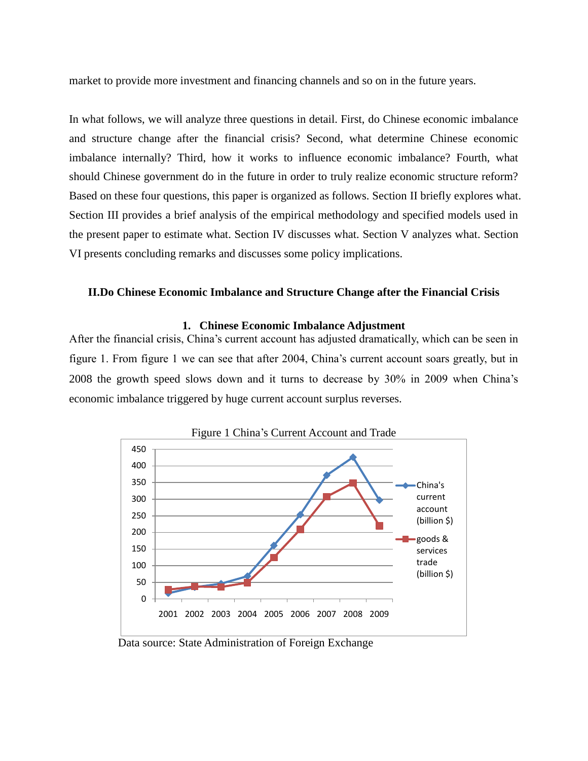market to provide more investment and financing channels and so on in the future years.

In what follows, we will analyze three questions in detail. First, do Chinese economic imbalance and structure change after the financial crisis? Second, what determine Chinese economic imbalance internally? Third, how it works to influence economic imbalance? Fourth, what should Chinese government do in the future in order to truly realize economic structure reform? Based on these four questions, this paper is organized as follows. Section II briefly explores what. Section III provides a brief analysis of the empirical methodology and specified models used in the present paper to estimate what. Section IV discusses what. Section V analyzes what. Section VI presents concluding remarks and discusses some policy implications.

## II.Do Chinese Economic Imbalance and Structure Change after the Financial Crisis

### 1. Chinese Economic Imbalance Adjustment

After the financial crisis, China's current account has adjusted dramatically, which can be seen in figure 1. From figure 1 we can see that after 2004, China's current account soars greatly, but in 2008 the growth speed slows down and it turns to decrease by 30% in 2009 when China's economic imbalance triggered by huge current account surplus reverses.

Figure 1 China's Current Account and Trade

Data source: State Administration of Foreign Exchange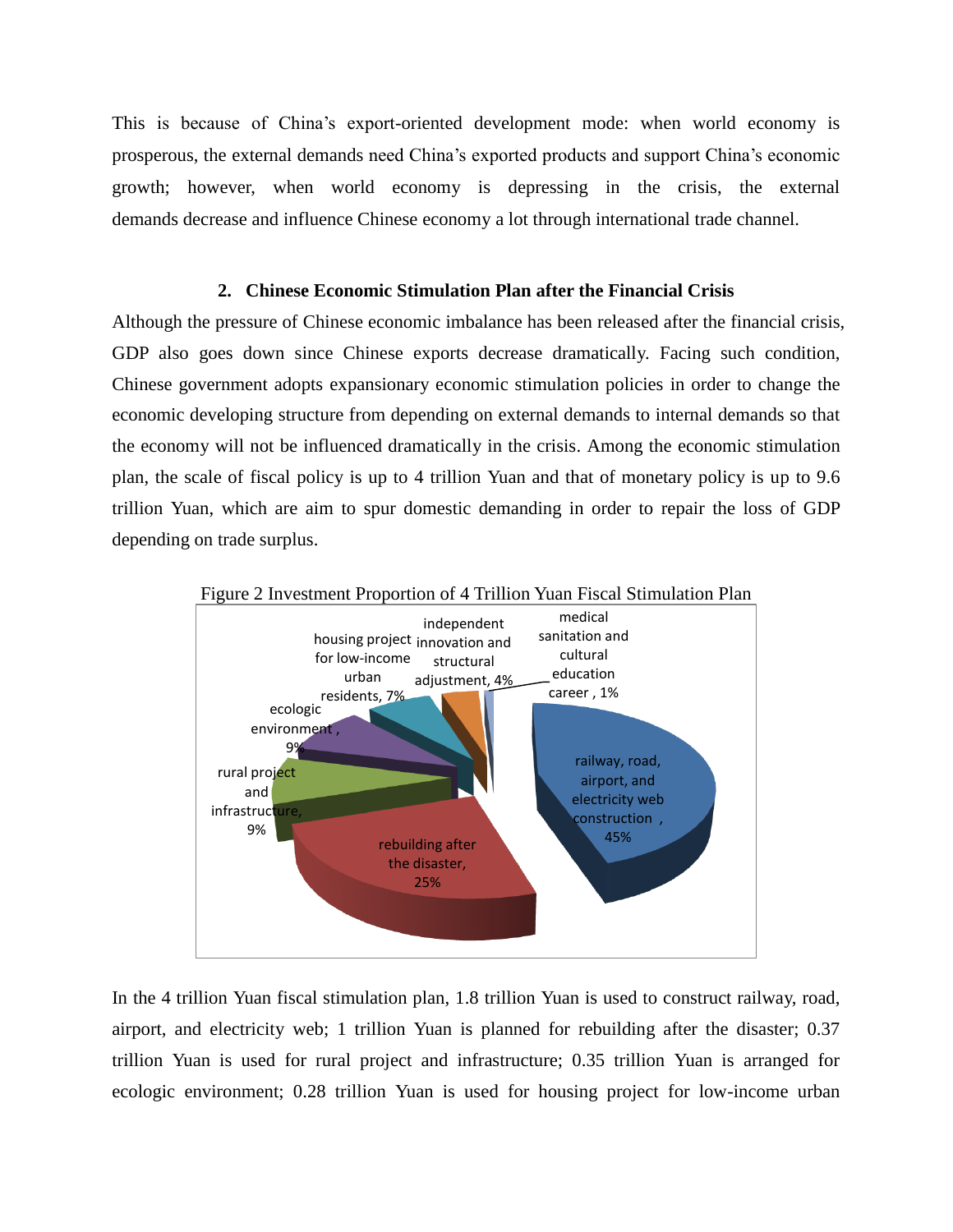This is because of China's export-oriented development mode: when world economy is prosperous, the external demands need China's exported products and support China's economic growth; however, when world economy is depressing in the crisis, the external demands decrease and influence Chinese economy a lot through international trade channel.

## 2. Chinese Economic Stimulation Plan after the Financial Crisis

Although the pressure of Chinese economic imbalance has been released after the financial crisis, GDP also goes down since Chinese exports decrease dramatically. Facing such condition, Chinese government adopts expansionary economic stimulation policies in order to change the economic developing structure from depending on external demands to internal demands so that the economy will not be influenced dramatically in the crisis. Among the economic stimulation plan, the scale of fiscal policy is up to 4 trillion Yuan and that of monetary policy is up to 9.6 trillion Yuan, which are aim to spur domestic demanding in order to repair the loss of GDP depending on trade surplus.

Figure 2 Investment Proportion of 4 Trillion Yuan Fiscal Stimulation Plan

| Category | Proportion |
|---|---|
| railway, road, airport, and electricity web construction | 45% |
| rebuilding after the disaster | 25% |
| rural project and infrastructure | 9% |
| ecologic environment | 9% |
| housing project for low-income urban residents | 7% |
| independent innovation and structural adjustment | 4% |
| medical sanitation and cultural education career | 1% |

In the 4 trillion Yuan fiscal stimulation plan, 1.8 trillion Yuan is used to construct railway, road, airport, and electricity web; 1 trillion Yuan is planned for rebuilding after the disaster; 0.37 trillion Yuan is used for rural project and infrastructure; 0.35 trillion Yuan is arranged for ecologic environment; 0.28 trillion Yuan is used for housing project for low-income urban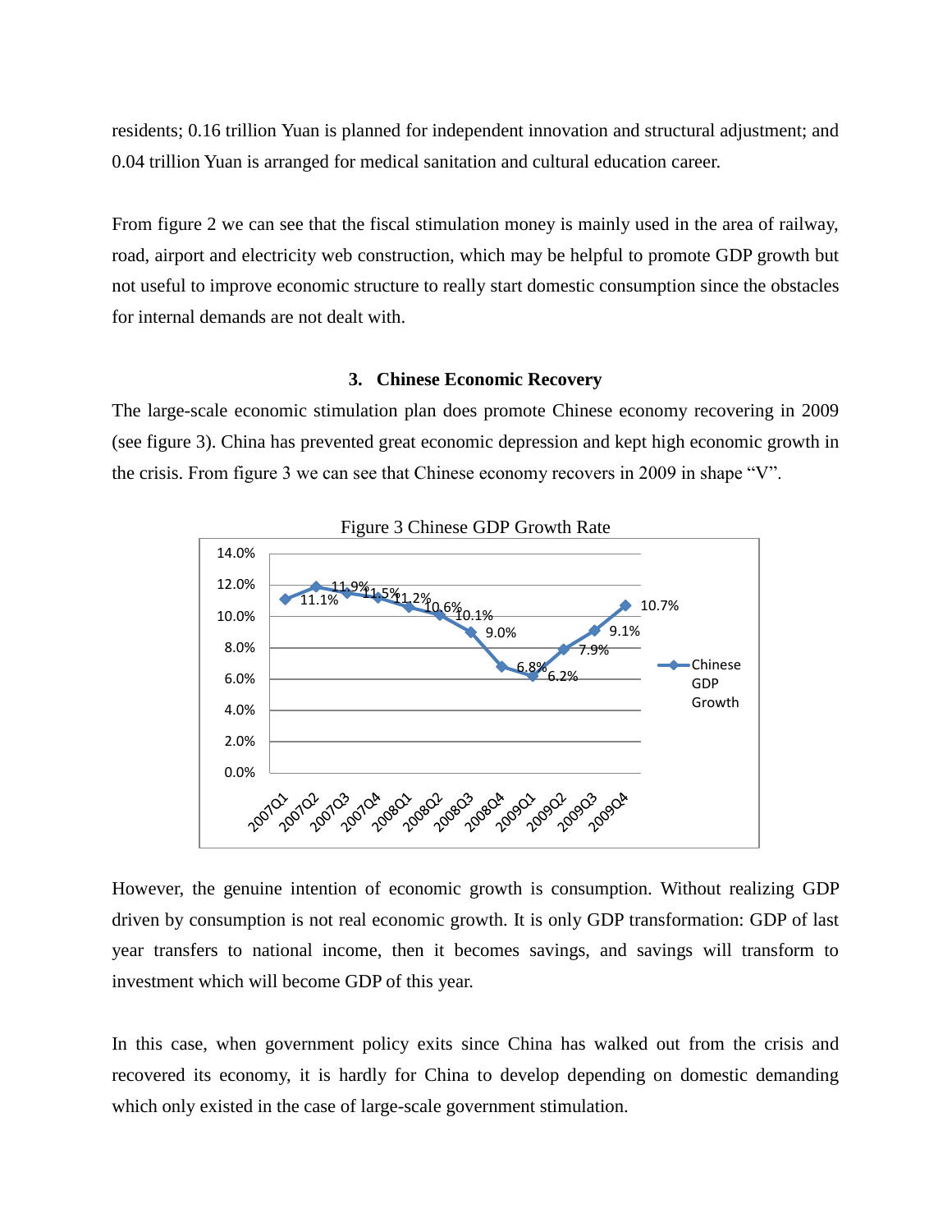residents; 0.16 trillion Yuan is planned for independent innovation and structural adjustment; and 0.04 trillion Yuan is arranged for medical sanitation and cultural education career.

From figure 2 we can see that the fiscal stimulation money is mainly used in the area of railway, road, airport and electricity web construction, which may be helpful to promote GDP growth but not useful to improve economic structure to really start domestic consumption since the obstacles for internal demands are not dealt with.

### 3. Chinese Economic Recovery

The large-scale economic stimulation plan does promote Chinese economy recovering in 2009 (see figure 3). China has prevented great economic depression and kept high economic growth in the crisis. From figure 3 we can see that Chinese economy recovers in 2009 in shape “V”.

Figure 3 Chinese GDP Growth Rate

| Quarter | Chinese GDP Growth |
|---|---|
| 2007Q1 | 11.1% |
| 2007Q2 | 11.9% |
| 2007Q3 | 11.5% |
| 2007Q4 | 11.2% |
| 2008Q1 | 10.6% |
| 2008Q2 | 10.1% |
| 2008Q3 | 9.0% |
| 2008Q4 | 6.8% |
| 2009Q1 | 6.2% |
| 2009Q2 | 7.9% |
| 2009Q3 | 9.1% |
| 2009Q4 | 10.7% |

However, the genuine intention of economic growth is consumption. Without realizing GDP driven by consumption is not real economic growth. It is only GDP transformation: GDP of last year transfers to national income, then it becomes savings, and savings will transform to investment which will become GDP of this year.

In this case, when government policy exits since China has walked out from the crisis and recovered its economy, it is hardly for China to develop depending on domestic demanding which only existed in the case of large-scale government stimulation.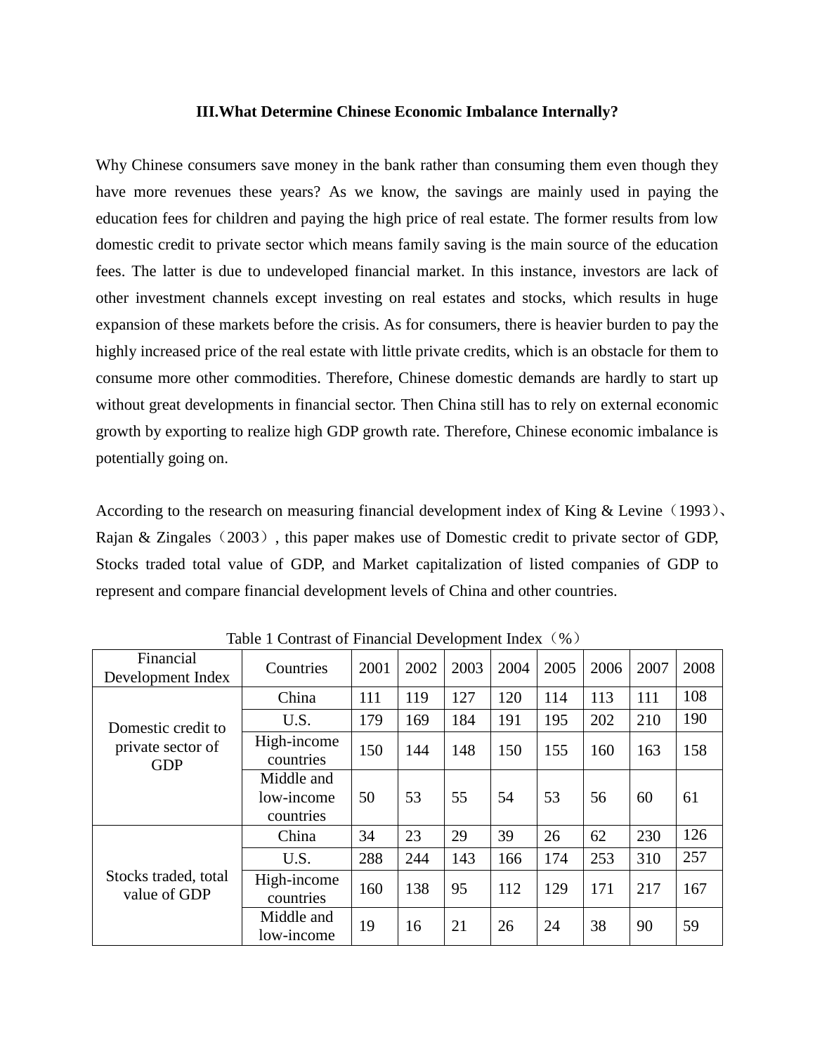### III.What Determine Chinese Economic Imbalance Internally?

Why Chinese consumers save money in the bank rather than consuming them even though they have more revenues these years? As we know, the savings are mainly used in paying the education fees for children and paying the high price of real estate. The former results from low domestic credit to private sector which means family saving is the main source of the education fees. The latter is due to undeveloped financial market. In this instance, investors are lack of other investment channels except investing on real estates and stocks, which results in huge expansion of these markets before the crisis. As for consumers, there is heavier burden to pay the highly increased price of the real estate with little private credits, which is an obstacle for them to consume more other commodities. Therefore, Chinese domestic demands are hardly to start up without great developments in financial sector. Then China still has to rely on external economic growth by exporting to realize high GDP growth rate. Therefore, Chinese economic imbalance is potentially going on.

According to the research on measuring financial development index of King & Levine（1993）、Rajan & Zingales（2003）, this paper makes use of Domestic credit to private sector of GDP, Stocks traded total value of GDP, and Market capitalization of listed companies of GDP to represent and compare financial development levels of China and other countries.

Table 1 Contrast of Financial Development Index（%）

| Financial Development Index | Countries | 2001 | 2002 | 2003 | 2004 | 2005 | 2006 | 2007 | 2008 |
|---|---|---|---|---|---|---|---|---|---|
| Domestic credit to private sector of GDP | China | 111 | 119 | 127 | 120 | 114 | 113 | 111 | 108 |
| | U.S. | 179 | 169 | 184 | 191 | 195 | 202 | 210 | 190 |
| | High-income countries | 150 | 144 | 148 | 150 | 155 | 160 | 163 | 158 |
| | Middle and low-income countries | 50 | 53 | 55 | 54 | 53 | 56 | 60 | 61 |
| Stocks traded, total value of GDP | China | 34 | 23 | 29 | 39 | 26 | 62 | 230 | 126 |
| | U.S. | 288 | 244 | 143 | 166 | 174 | 253 | 310 | 257 |
| | High-income countries | 160 | 138 | 95 | 112 | 129 | 171 | 217 | 167 |
| | Middle and low-income | 19 | 16 | 21 | 26 | 24 | 38 | 90 | 59 |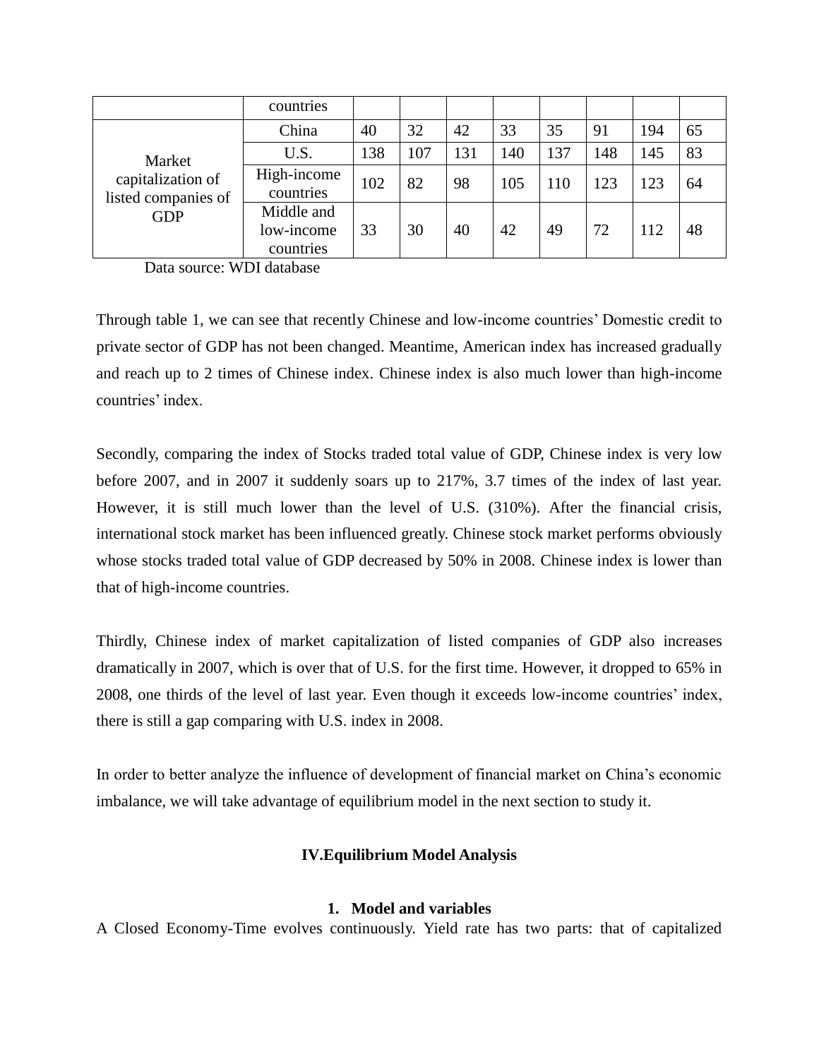| | countries | | | | | | | | |
|---|---|---|---|---|---|---|---|---|---|
| Market capitalization of listed companies of GDP | China | 40 | 32 | 42 | 33 | 35 | 91 | 194 | 65 |
| | U.S. | 138 | 107 | 131 | 140 | 137 | 148 | 145 | 83 |
| | High-income countries | 102 | 82 | 98 | 105 | 110 | 123 | 123 | 64 |
| | Middle and low-income countries | 33 | 30 | 40 | 42 | 49 | 72 | 112 | 48 |

Data source: WDI database

Through table 1, we can see that recently Chinese and low-income countries' Domestic credit to private sector of GDP has not been changed. Meantime, American index has increased gradually and reach up to 2 times of Chinese index. Chinese index is also much lower than high-income countries' index.

Secondly, comparing the index of Stocks traded total value of GDP, Chinese index is very low before 2007, and in 2007 it suddenly soars up to 217%, 3.7 times of the index of last year. However, it is still much lower than the level of U.S. (310%). After the financial crisis, international stock market has been influenced greatly. Chinese stock market performs obviously whose stocks traded total value of GDP decreased by 50% in 2008. Chinese index is lower than that of high-income countries.

Thirdly, Chinese index of market capitalization of listed companies of GDP also increases dramatically in 2007, which is over that of U.S. for the first time. However, it dropped to 65% in 2008, one thirds of the level of last year. Even though it exceeds low-income countries' index, there is still a gap comparing with U.S. index in 2008.

In order to better analyze the influence of development of financial market on China's economic imbalance, we will take advantage of equilibrium model in the next section to study it.

## IV.Equilibrium Model Analysis

### 1. Model and variables

A Closed Economy-Time evolves continuously. Yield rate has two parts: that of capitalized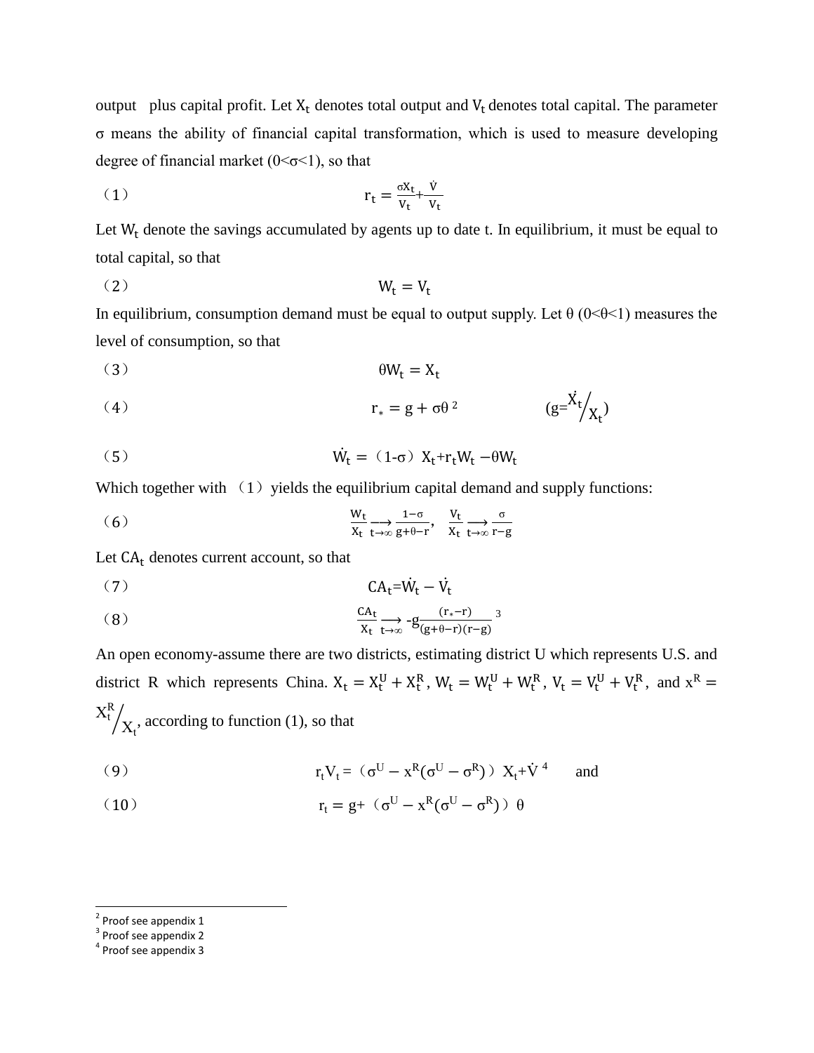output plus capital profit. Let $X_t$ denotes total output and $V_t$ denotes total capital. The parameter σ means the ability of financial capital transformation, which is used to measure developing degree of financial market (0<σ<1), so that

（1）
$$r_t = \frac{\sigma X_t}{V_t} + \frac{\dot{V}}{V_t}$$

Let $W_t$ denote the savings accumulated by agents up to date t. In equilibrium, it must be equal to total capital, so that

（2）
$$W_t = V_t$$

In equilibrium, consumption demand must be equal to output supply. Let θ (0<θ<1) measures the level of consumption, so that

（3）
$$\theta W_t = X_t$$

（4）
$$r_* = g + \sigma\theta \qquad (g = \dot{X}_t / X_t)$$

[2]

（5）
$$\dot{W}_t = (1-\sigma) X_t + r_t W_t - \theta W_t$$

Which together with （1）yields the equilibrium capital demand and supply functions:

（6）
$$\frac{W_t}{X_t} \underset{t\to\infty}{\longrightarrow} \frac{1-\sigma}{g+\theta-r}, \quad \frac{V_t}{X_t} \underset{t\to\infty}{\longrightarrow} \frac{\sigma}{r-g}$$

Let $CA_t$ denotes current account, so that

（7）
$$CA_t = \dot{W}_t - \dot{V}_t$$

（8）
$$\frac{CA_t}{X_t} \underset{t\to\infty}{\longrightarrow} -g\frac{(r_* - r)}{(g+\theta-r)(r-g)}$$

[3]

An open economy-assume there are two districts, estimating district U which represents U.S. and district R which represents China. $X_t = X_t^U + X_t^R$, $W_t = W_t^U + W_t^R$, $V_t = V_t^U + V_t^R$, and $x^R = X_t^R / X_t$, according to function (1), so that

（9）
$$r_t V_t = (\sigma^U - x^R(\sigma^U - \sigma^R)) X_t + \dot{V}$$

[4] and

（10）
$$r_t = g + (\sigma^U - x^R(\sigma^U - \sigma^R)) \theta$$

---

[2] Proof see appendix 1
[3] Proof see appendix 2
[4] Proof see appendix 3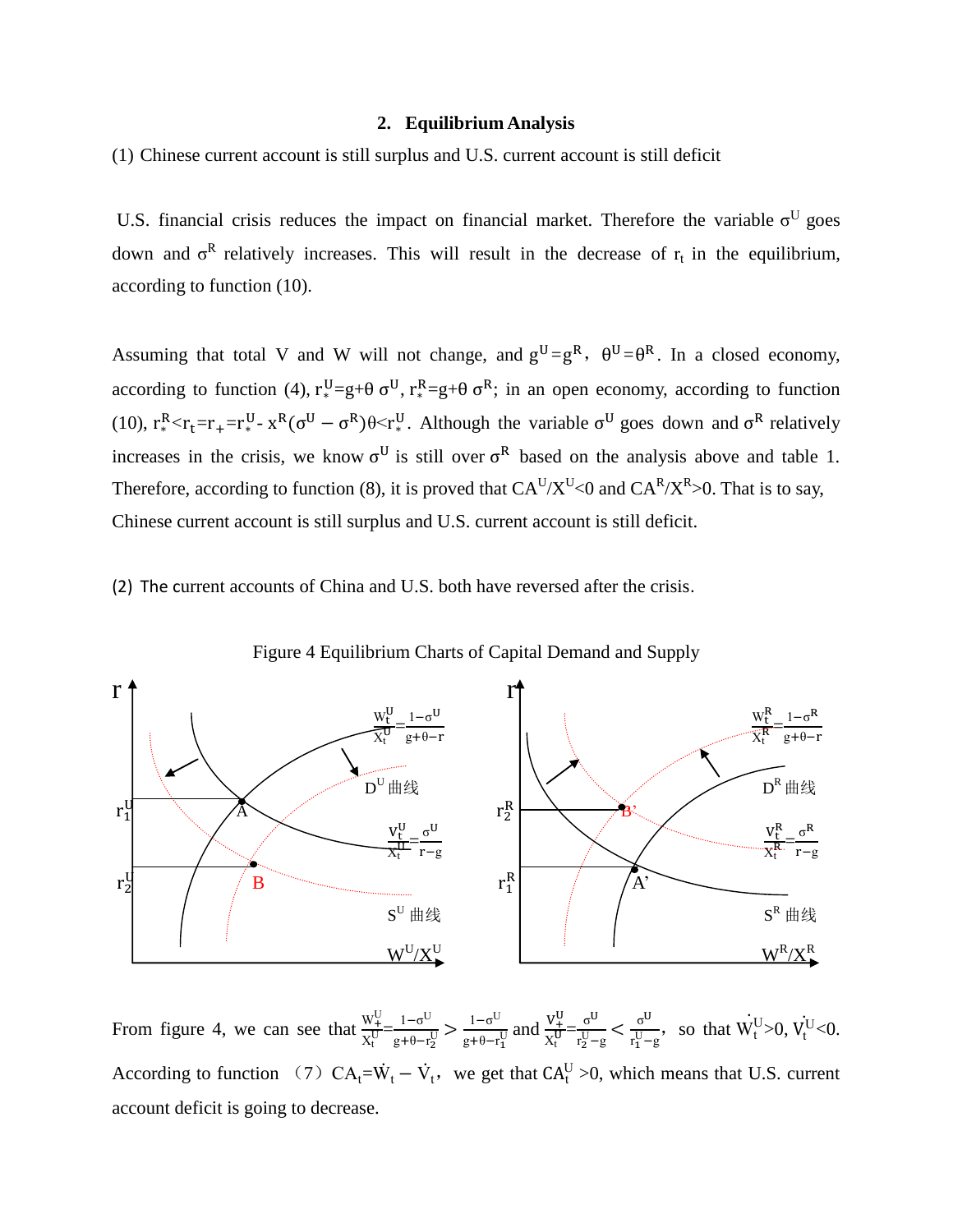## 2. Equilibrium Analysis

(1) Chinese current account is still surplus and U.S. current account is still deficit

U.S. financial crisis reduces the impact on financial market. Therefore the variable $\sigma^U$ goes down and $\sigma^R$ relatively increases. This will result in the decrease of $r_t$ in the equilibrium, according to function (10).

Assuming that total V and W will not change, and $g^U=g^R$, $\theta^U=\theta^R$. In a closed economy, according to function (4), $r_*^U=g+\theta\,\sigma^U$, $r_*^R=g+\theta\,\sigma^R$; in an open economy, according to function (10), $r_*^R<r_t=r_+=r_*^U-x^R(\sigma^U-\sigma^R)\theta<r_*^U$. Although the variable $\sigma^U$ goes down and $\sigma^R$ relatively increases in the crisis, we know $\sigma^U$ is still over $\sigma^R$ based on the analysis above and table 1. Therefore, according to function (8), it is proved that $CA^U/X^U<0$ and $CA^R/X^R>0$. That is to say, Chinese current account is still surplus and U.S. current account is still deficit.

(2) The current accounts of China and U.S. both have reversed after the crisis.

Figure 4 Equilibrium Charts of Capital Demand and Supply

From figure 4, we can see that $\frac{W_+^U}{X_t^U}=\frac{1-\sigma^U}{g+\theta-r_2^U}>\frac{1-\sigma^U}{g+\theta-r_1^U}$ and $\frac{V_+^U}{X_t^U}=\frac{\sigma^U}{r_2^U-g}<\frac{\sigma^U}{r_1^U-g}$, so that $\dot{W}_t^U>0$, $\dot{V}_t^U<0$. According to function (7) $CA_t=\dot{W}_t-\dot{V}_t$, we get that $CA_t^U>0$, which means that U.S. current account deficit is going to decrease.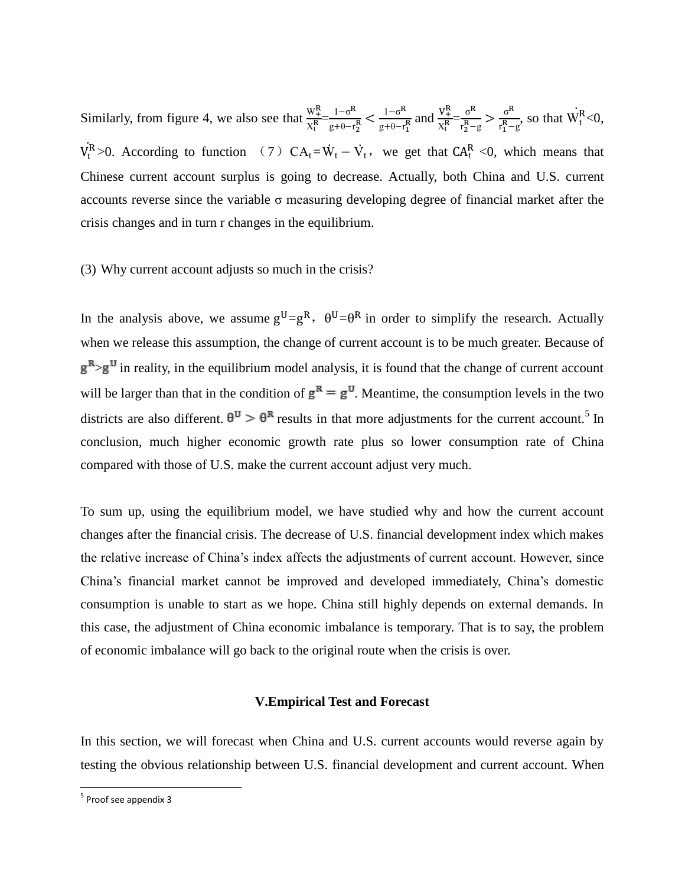Similarly, from figure 4, we also see that $\frac{W_{+}^{R}}{X_{t}^{R}}=\frac{1-\sigma^{R}}{g+\theta-r_{2}^{R}}<\frac{1-\sigma^{R}}{g+\theta-r_{1}^{R}}$ and $\frac{V_{+}^{R}}{X_{t}^{R}}=\frac{\sigma^{R}}{r_{2}^{R}-g}>\frac{\sigma^{R}}{r_{1}^{R}-g}$, so that $\dot{W}_{t}^{R}<0$, $\dot{V}_{t}^{R}>0$. According to function （7）$CA_{t}=\dot{W}_{t}-\dot{V}_{t}$, we get that $CA_{t}^{R}<0$, which means that Chinese current account surplus is going to decrease. Actually, both China and U.S. current accounts reverse since the variable σ measuring developing degree of financial market after the crisis changes and in turn r changes in the equilibrium.

(3) Why current account adjusts so much in the crisis?

In the analysis above, we assume $g^{U}=g^{R}$, $\theta^{U}=\theta^{R}$ in order to simplify the research. Actually when we release this assumption, the change of current account is to be much greater. Because of $\mathbf{g^{R}}>\mathbf{g^{U}}$ in reality, in the equilibrium model analysis, it is found that the change of current account will be larger than that in the condition of $\mathbf{g^{R}}=\mathbf{g^{U}}$. Meantime, the consumption levels in the two districts are also different. $\boldsymbol{\theta^{U}}>\boldsymbol{\theta^{R}}$ results in that more adjustments for the current account.[5] In conclusion, much higher economic growth rate plus so lower consumption rate of China compared with those of U.S. make the current account adjust very much.

To sum up, using the equilibrium model, we have studied why and how the current account changes after the financial crisis. The decrease of U.S. financial development index which makes the relative increase of China's index affects the adjustments of current account. However, since China's financial market cannot be improved and developed immediately, China's domestic consumption is unable to start as we hope. China still highly depends on external demands. In this case, the adjustment of China economic imbalance is temporary. That is to say, the problem of economic imbalance will go back to the original route when the crisis is over.

## V.Empirical Test and Forecast

In this section, we will forecast when China and U.S. current accounts would reverse again by testing the obvious relationship between U.S. financial development and current account. When

[5] Proof see appendix 3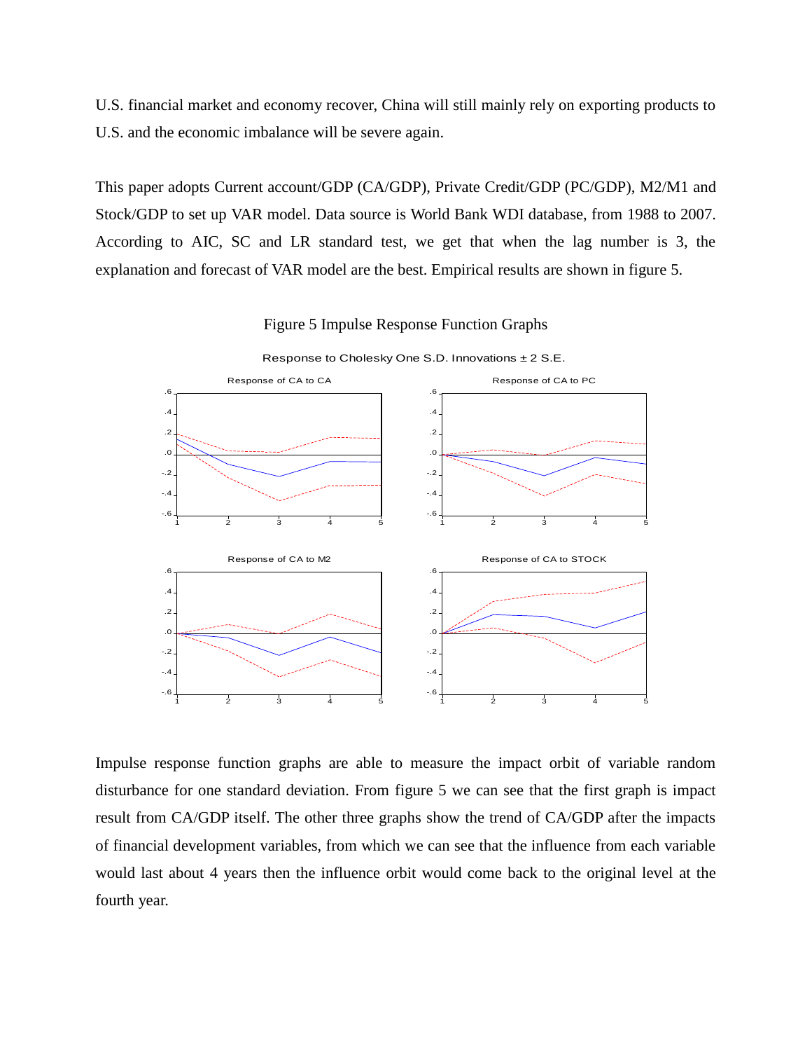U.S. financial market and economy recover, China will still mainly rely on exporting products to U.S. and the economic imbalance will be severe again.

This paper adopts Current account/GDP (CA/GDP), Private Credit/GDP (PC/GDP), M2/M1 and Stock/GDP to set up VAR model. Data source is World Bank WDI database, from 1988 to 2007. According to AIC, SC and LR standard test, we get that when the lag number is 3, the explanation and forecast of VAR model are the best. Empirical results are shown in figure 5.

Figure 5 Impulse Response Function Graphs

Response to Cholesky One S.D. Innovations ± 2 S.E.

Impulse response function graphs are able to measure the impact orbit of variable random disturbance for one standard deviation. From figure 5 we can see that the first graph is impact result from CA/GDP itself. The other three graphs show the trend of CA/GDP after the impacts of financial development variables, from which we can see that the influence from each variable would last about 4 years then the influence orbit would come back to the original level at the fourth year.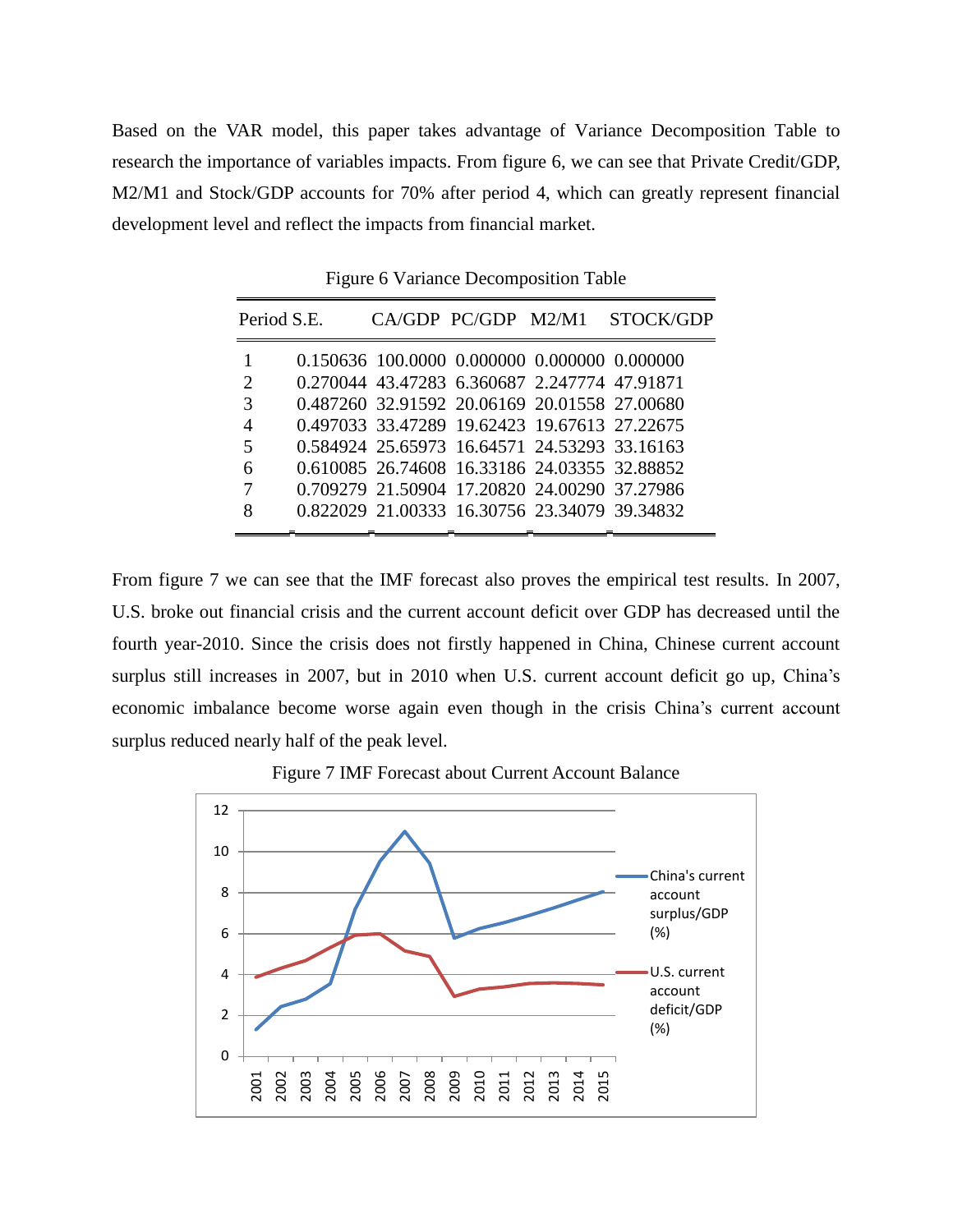Based on the VAR model, this paper takes advantage of Variance Decomposition Table to research the importance of variables impacts. From figure 6, we can see that Private Credit/GDP, M2/M1 and Stock/GDP accounts for 70% after period 4, which can greatly represent financial development level and reflect the impacts from financial market.

Figure 6 Variance Decomposition Table

| Period | S.E. | CA/GDP | PC/GDP | M2/M1 | STOCK/GDP |
|---|---|---|---|---|---|
| 1 | 0.150636 | 100.0000 | 0.000000 | 0.000000 | 0.000000 |
| 2 | 0.270044 | 43.47283 | 6.360687 | 2.247774 | 47.91871 |
| 3 | 0.487260 | 32.91592 | 20.06169 | 20.01558 | 27.00680 |
| 4 | 0.497033 | 33.47289 | 19.62423 | 19.67613 | 27.22675 |
| 5 | 0.584924 | 25.65973 | 16.64571 | 24.53293 | 33.16163 |
| 6 | 0.610085 | 26.74608 | 16.33186 | 24.03355 | 32.88852 |
| 7 | 0.709279 | 21.50904 | 17.20820 | 24.00290 | 37.27986 |
| 8 | 0.822029 | 21.00333 | 16.30756 | 23.34079 | 39.34832 |

From figure 7 we can see that the IMF forecast also proves the empirical test results. In 2007, U.S. broke out financial crisis and the current account deficit over GDP has decreased until the fourth year-2010. Since the crisis does not firstly happened in China, Chinese current account surplus still increases in 2007, but in 2010 when U.S. current account deficit go up, China's economic imbalance become worse again even though in the crisis China's current account surplus reduced nearly half of the peak level.

Figure 7 IMF Forecast about Current Account Balance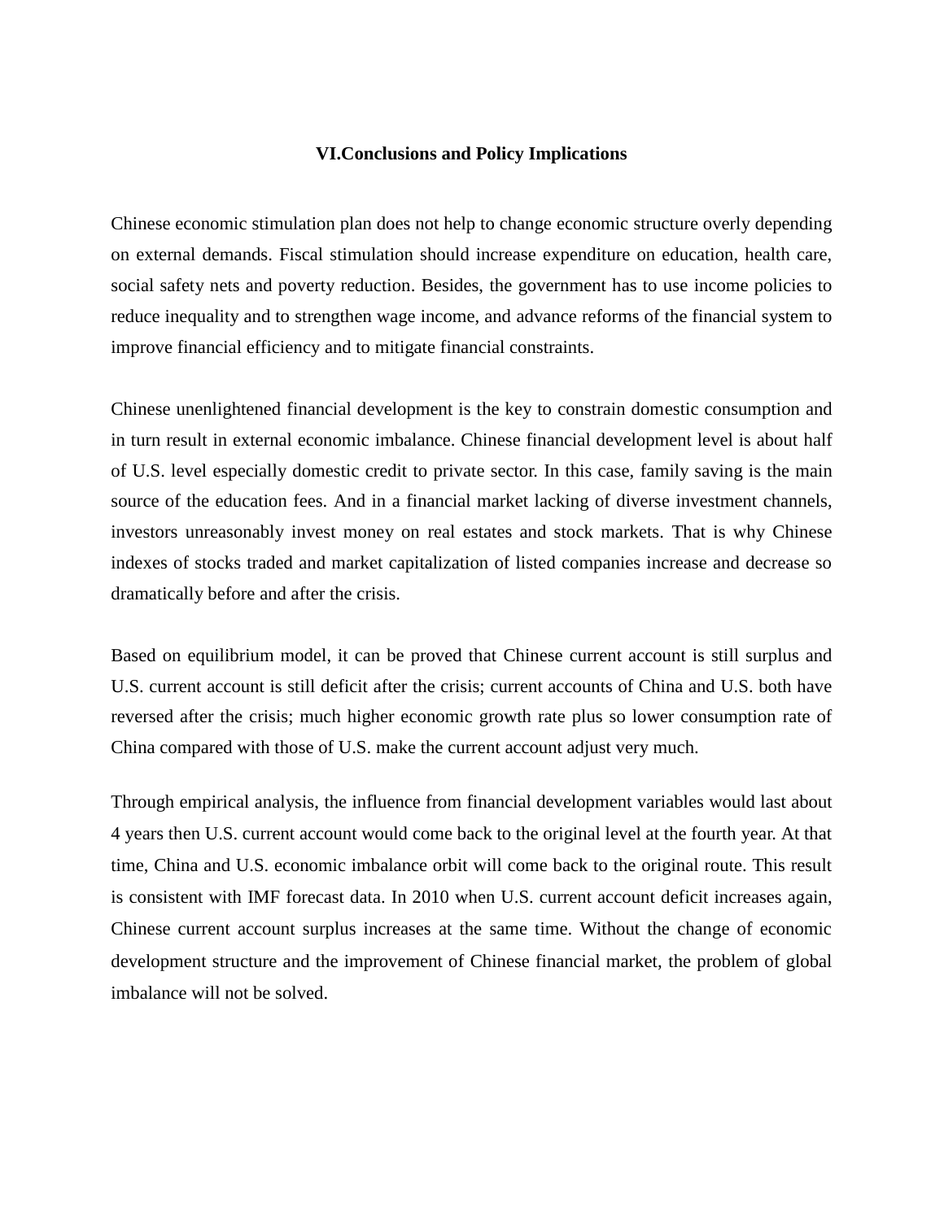## VI.Conclusions and Policy Implications

Chinese economic stimulation plan does not help to change economic structure overly depending on external demands. Fiscal stimulation should increase expenditure on education, health care, social safety nets and poverty reduction. Besides, the government has to use income policies to reduce inequality and to strengthen wage income, and advance reforms of the financial system to improve financial efficiency and to mitigate financial constraints.

Chinese unenlightened financial development is the key to constrain domestic consumption and in turn result in external economic imbalance. Chinese financial development level is about half of U.S. level especially domestic credit to private sector. In this case, family saving is the main source of the education fees. And in a financial market lacking of diverse investment channels, investors unreasonably invest money on real estates and stock markets. That is why Chinese indexes of stocks traded and market capitalization of listed companies increase and decrease so dramatically before and after the crisis.

Based on equilibrium model, it can be proved that Chinese current account is still surplus and U.S. current account is still deficit after the crisis; current accounts of China and U.S. both have reversed after the crisis; much higher economic growth rate plus so lower consumption rate of China compared with those of U.S. make the current account adjust very much.

Through empirical analysis, the influence from financial development variables would last about 4 years then U.S. current account would come back to the original level at the fourth year. At that time, China and U.S. economic imbalance orbit will come back to the original route. This result is consistent with IMF forecast data. In 2010 when U.S. current account deficit increases again, Chinese current account surplus increases at the same time. Without the change of economic development structure and the improvement of Chinese financial market, the problem of global imbalance will not be solved.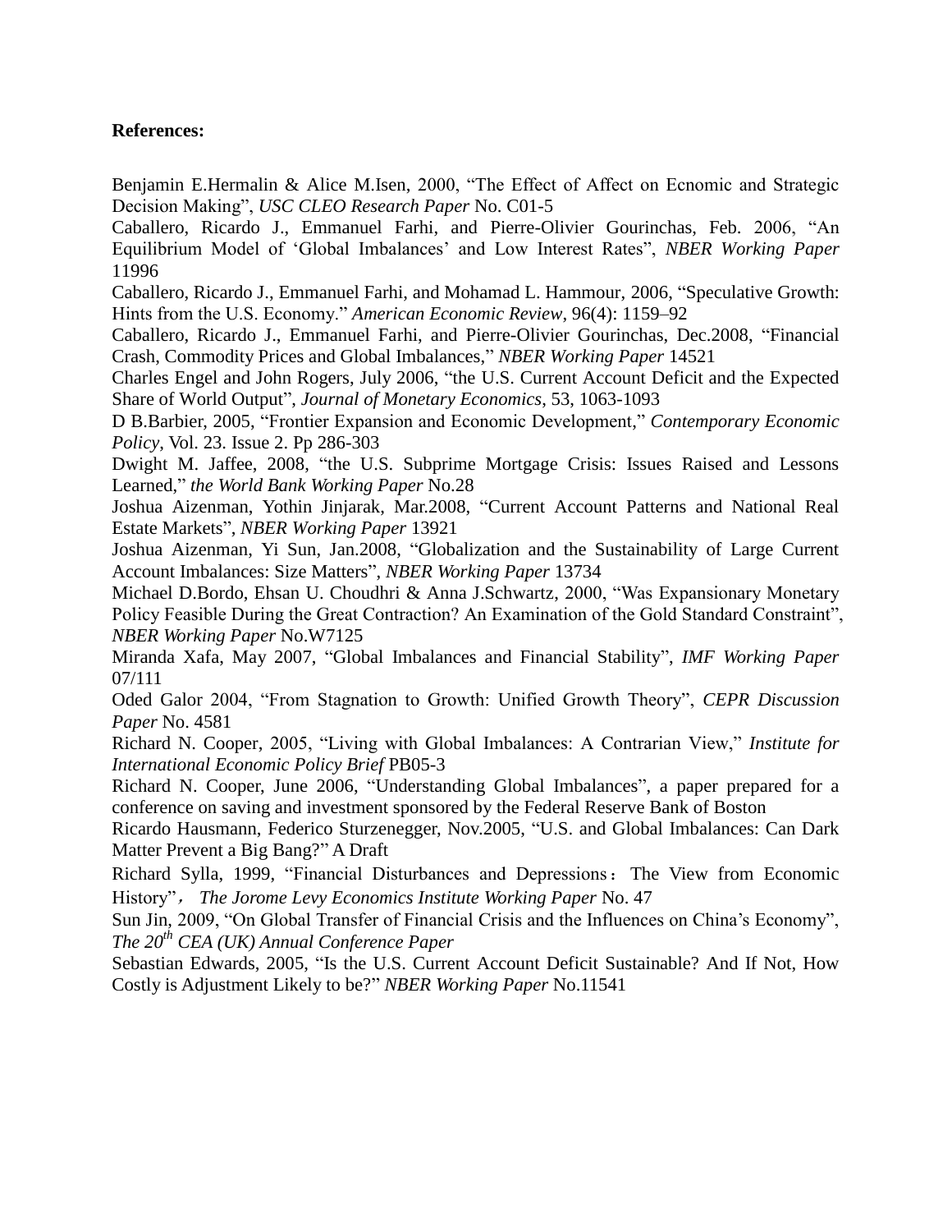**References:**

Benjamin E.Hermalin & Alice M.Isen, 2000, "The Effect of Affect on Ecnomic and Strategic Decision Making", *USC CLEO Research Paper* No. C01-5

Caballero, Ricardo J., Emmanuel Farhi, and Pierre-Olivier Gourinchas, Feb. 2006, "An Equilibrium Model of 'Global Imbalances' and Low Interest Rates", *NBER Working Paper* 11996

Caballero, Ricardo J., Emmanuel Farhi, and Mohamad L. Hammour, 2006, "Speculative Growth: Hints from the U.S. Economy." *American Economic Review*, 96(4): 1159–92

Caballero, Ricardo J., Emmanuel Farhi, and Pierre-Olivier Gourinchas, Dec.2008, "Financial Crash, Commodity Prices and Global Imbalances," *NBER Working Paper* 14521

Charles Engel and John Rogers, July 2006, "the U.S. Current Account Deficit and the Expected Share of World Output", *Journal of Monetary Economics*, 53, 1063-1093

D B.Barbier, 2005, "Frontier Expansion and Economic Development," *Contemporary Economic Policy*, Vol. 23. Issue 2. Pp 286-303

Dwight M. Jaffee, 2008, "the U.S. Subprime Mortgage Crisis: Issues Raised and Lessons Learned," *the World Bank Working Paper* No.28

Joshua Aizenman, Yothin Jinjarak, Mar.2008, "Current Account Patterns and National Real Estate Markets", *NBER Working Paper* 13921

Joshua Aizenman, Yi Sun, Jan.2008, "Globalization and the Sustainability of Large Current Account Imbalances: Size Matters", *NBER Working Paper* 13734

Michael D.Bordo, Ehsan U. Choudhri & Anna J.Schwartz, 2000, "Was Expansionary Monetary Policy Feasible During the Great Contraction? An Examination of the Gold Standard Constraint", *NBER Working Paper* No.W7125

Miranda Xafa, May 2007, "Global Imbalances and Financial Stability", *IMF Working Paper* 07/111

Oded Galor 2004, "From Stagnation to Growth: Unified Growth Theory", *CEPR Discussion Paper* No. 4581

Richard N. Cooper, 2005, "Living with Global Imbalances: A Contrarian View," *Institute for International Economic Policy Brief* PB05-3

Richard N. Cooper, June 2006, "Understanding Global Imbalances", a paper prepared for a conference on saving and investment sponsored by the Federal Reserve Bank of Boston

Ricardo Hausmann, Federico Sturzenegger, Nov.2005, "U.S. and Global Imbalances: Can Dark Matter Prevent a Big Bang?" A Draft

Richard Sylla, 1999, "Financial Disturbances and Depressions：The View from Economic History"， *The Jorome Levy Economics Institute Working Paper* No. 47

Sun Jin, 2009, "On Global Transfer of Financial Crisis and the Influences on China's Economy", *The 20th CEA (UK) Annual Conference Paper*

Sebastian Edwards, 2005, "Is the U.S. Current Account Deficit Sustainable? And If Not, How Costly is Adjustment Likely to be?" *NBER Working Paper* No.11541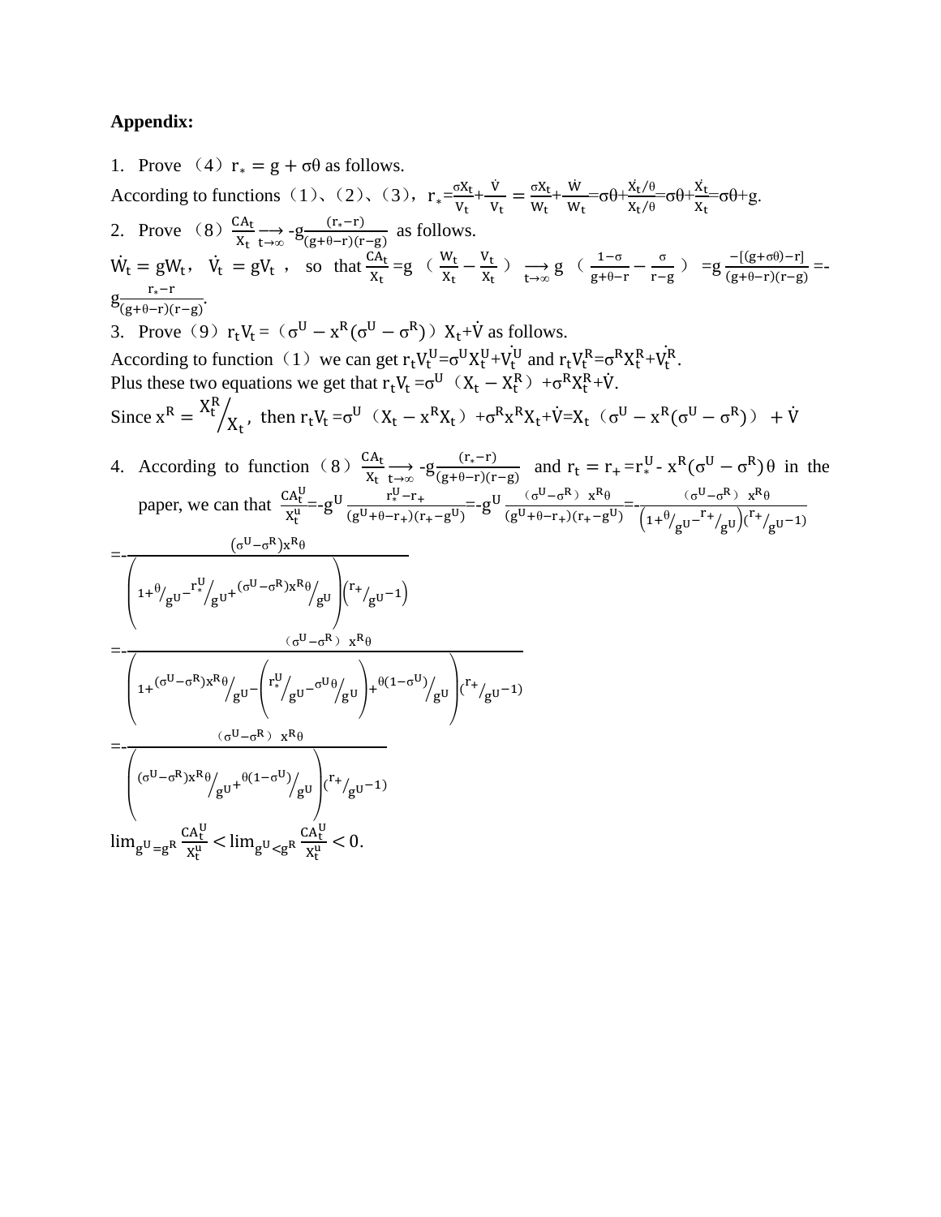**Appendix:**

1. Prove （4）$r_* = g + \sigma\theta$ as follows.

According to functions（1）、（2）、（3），$r_* = \frac{\sigma X_t}{V_t} + \frac{\dot{V}}{V_t} = \frac{\sigma X_t}{W_t} + \frac{\dot{W}}{W_t} = \sigma\theta + \frac{\dot{X}_t/\theta}{X_t/\theta} = \sigma\theta + \frac{\dot{X}_t}{X_t} = \sigma\theta + g$.

2. Prove （8）$\frac{CA_t}{X_t} \underset{t\to\infty}{\longrightarrow} -g\frac{(r_*-r)}{(g+\theta-r)(r-g)}$ as follows.

$\dot{W}_t = gW_t$， $\dot{V}_t = gV_t$ ， so that $\frac{CA_t}{X_t} = g\left(\frac{W_t}{X_t} - \frac{V_t}{X_t}\right) \underset{t\to\infty}{\longrightarrow} g\left(\frac{1-\sigma}{g+\theta-r} - \frac{\sigma}{r-g}\right) = g\frac{-[(g+\sigma\theta)-r]}{(g+\theta-r)(r-g)} = -g\frac{r_*-r}{(g+\theta-r)(r-g)}$.

3. Prove（9）$r_t V_t = \left(\sigma^U - x^R(\sigma^U - \sigma^R)\right) X_t + \dot{V}$ as follows.

According to function（1）we can get $r_t V_t^U = \sigma^U X_t^U + \dot{V}_t^U$ and $r_t V_t^R = \sigma^R X_t^R + \dot{V}_t^R$.

Plus these two equations we get that $r_t V_t = \sigma^U\left(X_t - X_t^R\right) + \sigma^R X_t^R + \dot{V}$.

Since $x^R = X_t^R / X_t$，then $r_t V_t = \sigma^U\left(X_t - x^R X_t\right) + \sigma^R x^R X_t + \dot{V} = X_t\left(\sigma^U - x^R(\sigma^U - \sigma^R)\right) + \dot{V}$

4. According to function（8）$\frac{CA_t}{X_t} \underset{t\to\infty}{\longrightarrow} -g\frac{(r_*-r)}{(g+\theta-r)(r-g)}$ and $r_t = r_+ = r_*^U - x^R(\sigma^U - \sigma^R)\theta$ in the paper, we can that $\frac{CA_t^U}{X_t^u} = -g^U\frac{r_*^U - r_+}{(g^U+\theta-r_+)(r_+-g^U)} = -g^U\frac{(\sigma^U-\sigma^R)x^R\theta}{(g^U+\theta-r_+)(r_+-g^U)} = -\frac{(\sigma^U-\sigma^R)x^R\theta}{\left(1+\theta/g^U - r_+/g^U\right)\left(r_+/g^U - 1\right)}$

$$= -\frac{(\sigma^U-\sigma^R)x^R\theta}{\left(1+\theta/g^U - r_*^U/g^U + (\sigma^U-\sigma^R)x^R\theta/g^U\right)\left(r_+/g^U - 1\right)}$$

$$= -\frac{(\sigma^U-\sigma^R)x^R\theta}{\left(1+(\sigma^U-\sigma^R)x^R\theta/g^U - \left(r_*^U/g^U - \sigma^U\theta/g^U\right) + \theta(1-\sigma^U)/g^U\right)\left(r_+/g^U - 1\right)}$$

$$= -\frac{(\sigma^U-\sigma^R)x^R\theta}{\left((\sigma^U-\sigma^R)x^R\theta/g^U + \theta(1-\sigma^U)/g^U\right)\left(r_+/g^U - 1\right)}$$

$\lim_{g^U=g^R}\frac{CA_t^U}{X_t^u} < \lim_{g^U<g^R}\frac{CA_t^U}{X_t^u} < 0$.